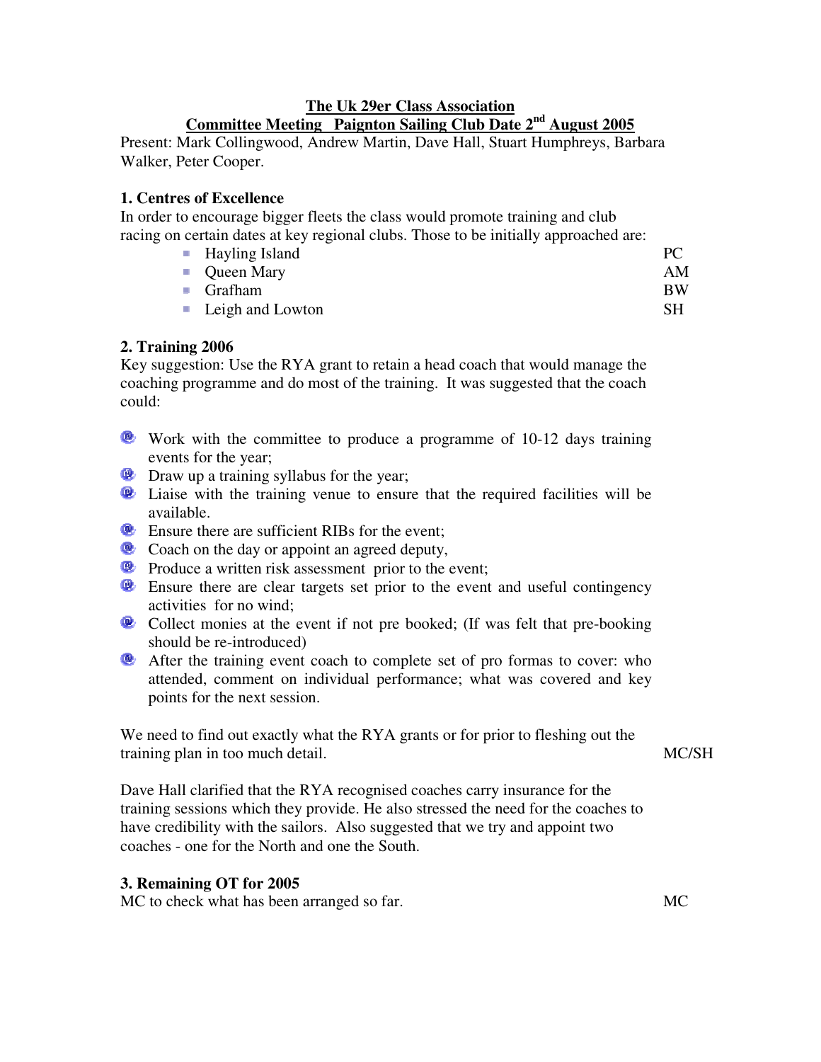**The Uk 29er Class Association**

**Committee Meeting Paignton Sailing Club Date 2nd August 2005**

Present: Mark Collingwood, Andrew Martin, Dave Hall, Stuart Humphreys, Barbara Walker, Peter Cooper.

**1. Centres of Excellence**

In order to encourage bigger fleets the class would promote training and club racing on certain dates at key regional clubs. Those to be initially approached are:

- Hayling Island — PC
- Queen Mary — AM
- Grafham — BW
- Leigh and Lowton — SH

**2. Training 2006**

Key suggestion: Use the RYA grant to retain a head coach that would manage the coaching programme and do most of the training. It was suggested that the coach could:

- Work with the committee to produce a programme of 10-12 days training events for the year;
- Draw up a training syllabus for the year;
- Liaise with the training venue to ensure that the required facilities will be available.
- Ensure there are sufficient RIBs for the event;
- Coach on the day or appoint an agreed deputy,
- Produce a written risk assessment prior to the event;
- Ensure there are clear targets set prior to the event and useful contingency activities for no wind;
- Collect monies at the event if not pre booked; (If was felt that pre-booking should be re-introduced)
- After the training event coach to complete set of pro formas to cover: who attended, comment on individual performance; what was covered and key points for the next session.

We need to find out exactly what the RYA grants or for prior to fleshing out the training plan in too much detail. — MC/SH

Dave Hall clarified that the RYA recognised coaches carry insurance for the training sessions which they provide. He also stressed the need for the coaches to have credibility with the sailors. Also suggested that we try and appoint two coaches - one for the North and one the South.

**3. Remaining OT for 2005**

MC to check what has been arranged so far. — MC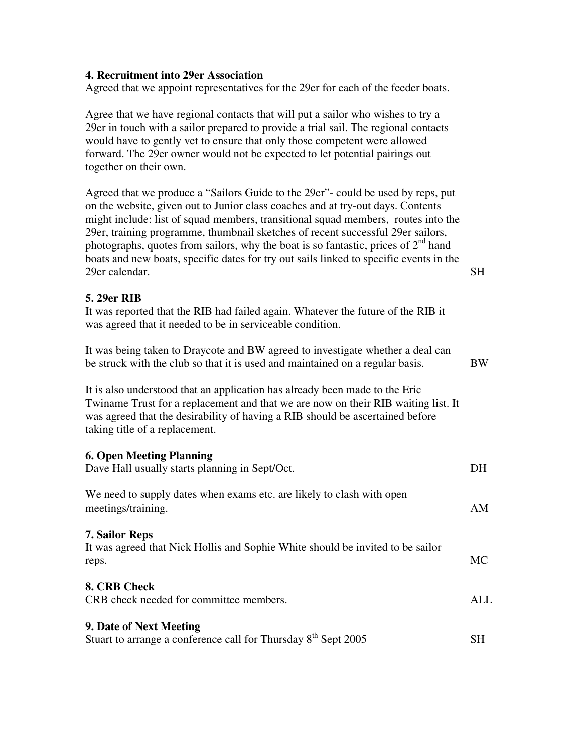**4. Recruitment into 29er Association**

Agreed that we appoint representatives for the 29er for each of the feeder boats.

Agree that we have regional contacts that will put a sailor who wishes to try a 29er in touch with a sailor prepared to provide a trial sail. The regional contacts would have to gently vet to ensure that only those competent were allowed forward. The 29er owner would not be expected to let potential pairings out together on their own.

Agreed that we produce a "Sailors Guide to the 29er"- could be used by reps, put on the website, given out to Junior class coaches and at try-out days. Contents might include: list of squad members, transitional squad members, routes into the 29er, training programme, thumbnail sketches of recent successful 29er sailors, photographs, quotes from sailors, why the boat is so fantastic, prices of 2nd hand boats and new boats, specific dates for try out sails linked to specific events in the 29er calendar. SH

**5. 29er RIB**

It was reported that the RIB had failed again. Whatever the future of the RIB it was agreed that it needed to be in serviceable condition.

It was being taken to Draycote and BW agreed to investigate whether a deal can be struck with the club so that it is used and maintained on a regular basis. BW

It is also understood that an application has already been made to the Eric Twiname Trust for a replacement and that we are now on their RIB waiting list. It was agreed that the desirability of having a RIB should be ascertained before taking title of a replacement.

**6. Open Meeting Planning**

Dave Hall usually starts planning in Sept/Oct. DH

We need to supply dates when exams etc. are likely to clash with open meetings/training. AM

**7. Sailor Reps**

It was agreed that Nick Hollis and Sophie White should be invited to be sailor reps. MC

**8. CRB Check**

CRB check needed for committee members. ALL

**9. Date of Next Meeting**

Stuart to arrange a conference call for Thursday 8th Sept 2005 SH